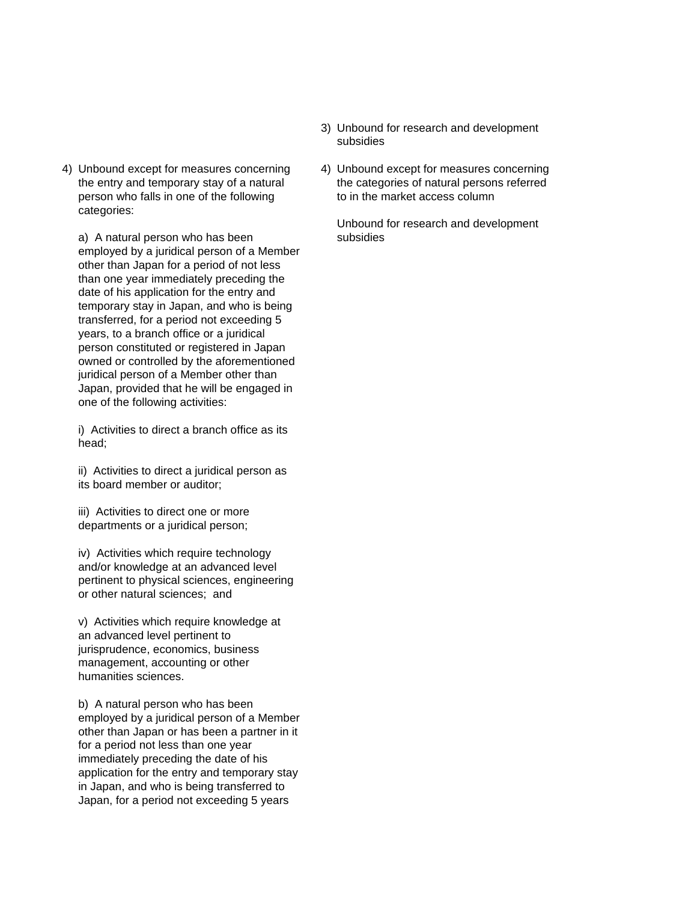| Market access | National treatment |
|---|---|
| | 3) Unbound for research and development subsidies |
| 4) Unbound except for measures concerning the entry and temporary stay of a natural person who falls in one of the following categories:<br><br>a) A natural person who has been employed by a juridical person of a Member other than Japan for a period of not less than one year immediately preceding the date of his application for the entry and temporary stay in Japan, and who is being transferred, for a period not exceeding 5 years, to a branch office or a juridical person constituted or registered in Japan owned or controlled by the aforementioned juridical person of a Member other than Japan, provided that he will be engaged in one of the following activities:<br><br>i) Activities to direct a branch office as its head;<br><br>ii) Activities to direct a juridical person as its board member or auditor;<br><br>iii) Activities to direct one or more departments or a juridical person;<br><br>iv) Activities which require technology and/or knowledge at an advanced level pertinent to physical sciences, engineering or other natural sciences; and<br><br>v) Activities which require knowledge at an advanced level pertinent to jurisprudence, economics, business management, accounting or other humanities sciences.<br><br>b) A natural person who has been employed by a juridical person of a Member other than Japan or has been a partner in it for a period not less than one year immediately preceding the date of his application for the entry and temporary stay in Japan, and who is being transferred to Japan, for a period not exceeding 5 years | 4) Unbound except for measures concerning the categories of natural persons referred to in the market access column<br><br>Unbound for research and development subsidies |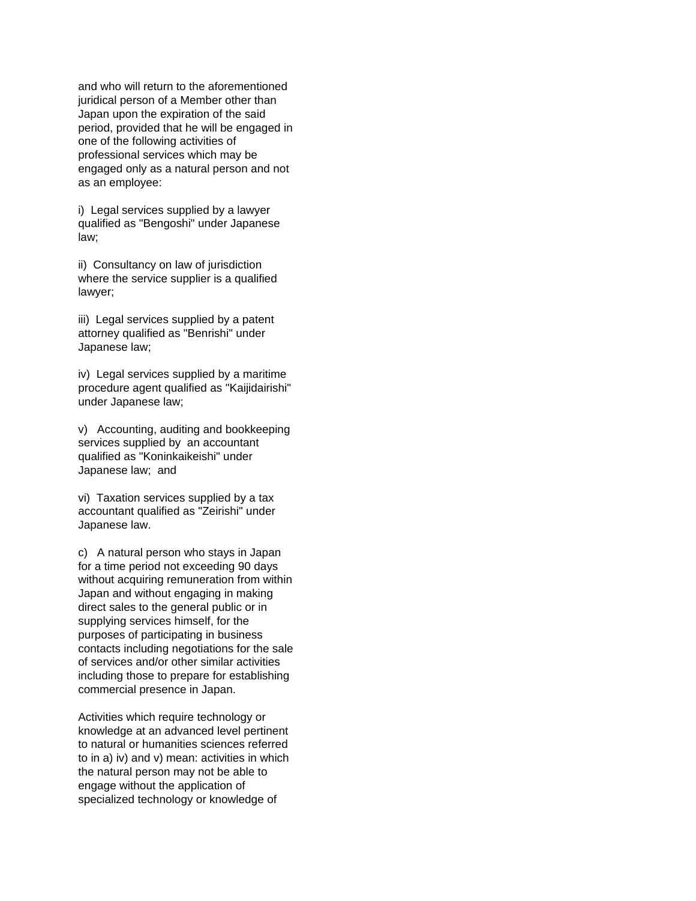and who will return to the aforementioned juridical person of a Member other than Japan upon the expiration of the said period, provided that he will be engaged in one of the following activities of professional services which may be engaged only as a natural person and not as an employee:

i) Legal services supplied by a lawyer qualified as "Bengoshi" under Japanese law;

ii) Consultancy on law of jurisdiction where the service supplier is a qualified lawyer;

iii) Legal services supplied by a patent attorney qualified as "Benrishi" under Japanese law;

iv) Legal services supplied by a maritime procedure agent qualified as "Kaijidairishi" under Japanese law;

v) Accounting, auditing and bookkeeping services supplied by an accountant qualified as "Koninkaikeishi" under Japanese law; and

vi) Taxation services supplied by a tax accountant qualified as "Zeirishi" under Japanese law.

c) A natural person who stays in Japan for a time period not exceeding 90 days without acquiring remuneration from within Japan and without engaging in making direct sales to the general public or in supplying services himself, for the purposes of participating in business contacts including negotiations for the sale of services and/or other similar activities including those to prepare for establishing commercial presence in Japan.

Activities which require technology or knowledge at an advanced level pertinent to natural or humanities sciences referred to in a) iv) and v) mean: activities in which the natural person may not be able to engage without the application of specialized technology or knowledge of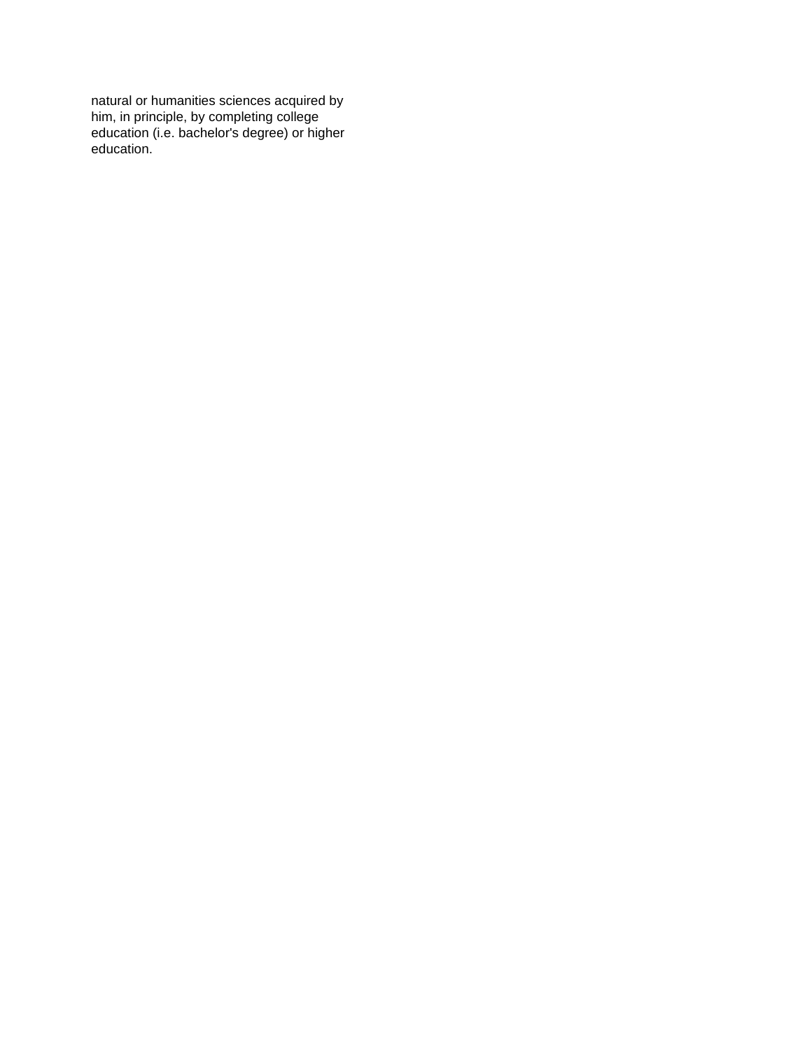natural or humanities sciences acquired by him, in principle, by completing college education (i.e. bachelor's degree) or higher education.